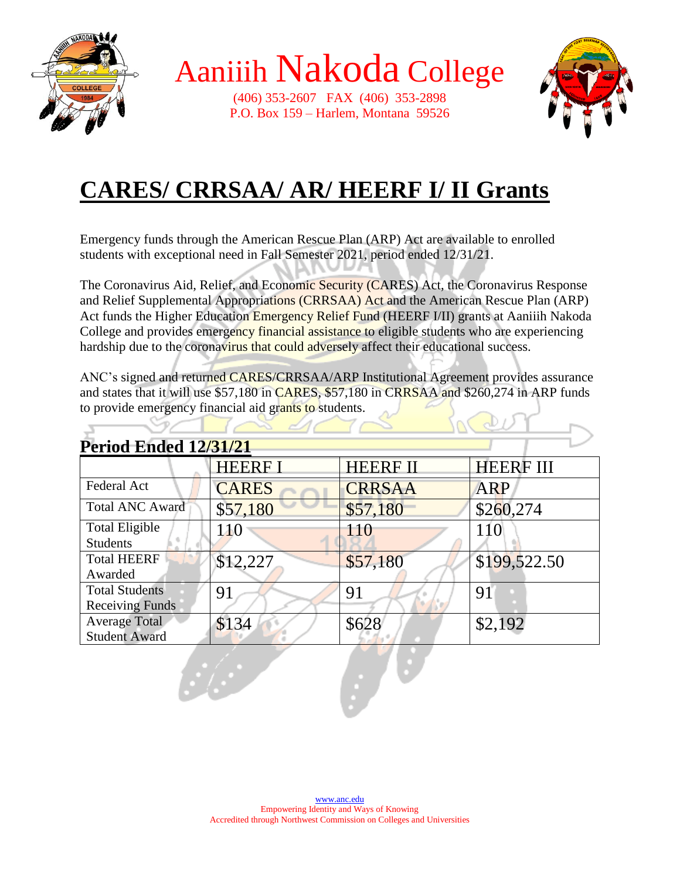# Aaniiih Nakoda College

(406) 353-2607 FAX (406) 353-2898
P.O. Box 159 – Harlem, Montana 59526

## CARES/ CRRSAA/ AR/ HEERF I/ II Grants

Emergency funds through the American Rescue Plan (ARP) Act are available to enrolled students with exceptional need in Fall Semester 2021, period ended 12/31/21.

The Coronavirus Aid, Relief, and Economic Security (CARES) Act, the Coronavirus Response and Relief Supplemental Appropriations (CRRSAA) Act and the American Rescue Plan (ARP) Act funds the Higher Education Emergency Relief Fund (HEERF I/II) grants at Aaniiih Nakoda College and provides emergency financial assistance to eligible students who are experiencing hardship due to the coronavirus that could adversely affect their educational success.

ANC's signed and returned CARES/CRRSAA/ARP Institutional Agreement provides assurance and states that it will use $57,180 in CARES, $57,180 in CRRSAA and $260,274 in ARP funds to provide emergency financial aid grants to students.

### Period Ended 12/31/21

| | HEERF I | HEERF II | HEERF III |
|---|---|---|---|
| Federal Act | CARES | CRRSAA | ARP |
| Total ANC Award | $57,180 | $57,180 | $260,274 |
| Total Eligible Students | 110 | 110 | 110 |
| Total HEERF Awarded | $12,227 | $57,180 | $199,522.50 |
| Total Students Receiving Funds | 91 | 91 | 91 |
| Average Total Student Award | $134 | $628 | $2,192 |

www.anc.edu
Empowering Identity and Ways of Knowing
Accredited through Northwest Commission on Colleges and Universities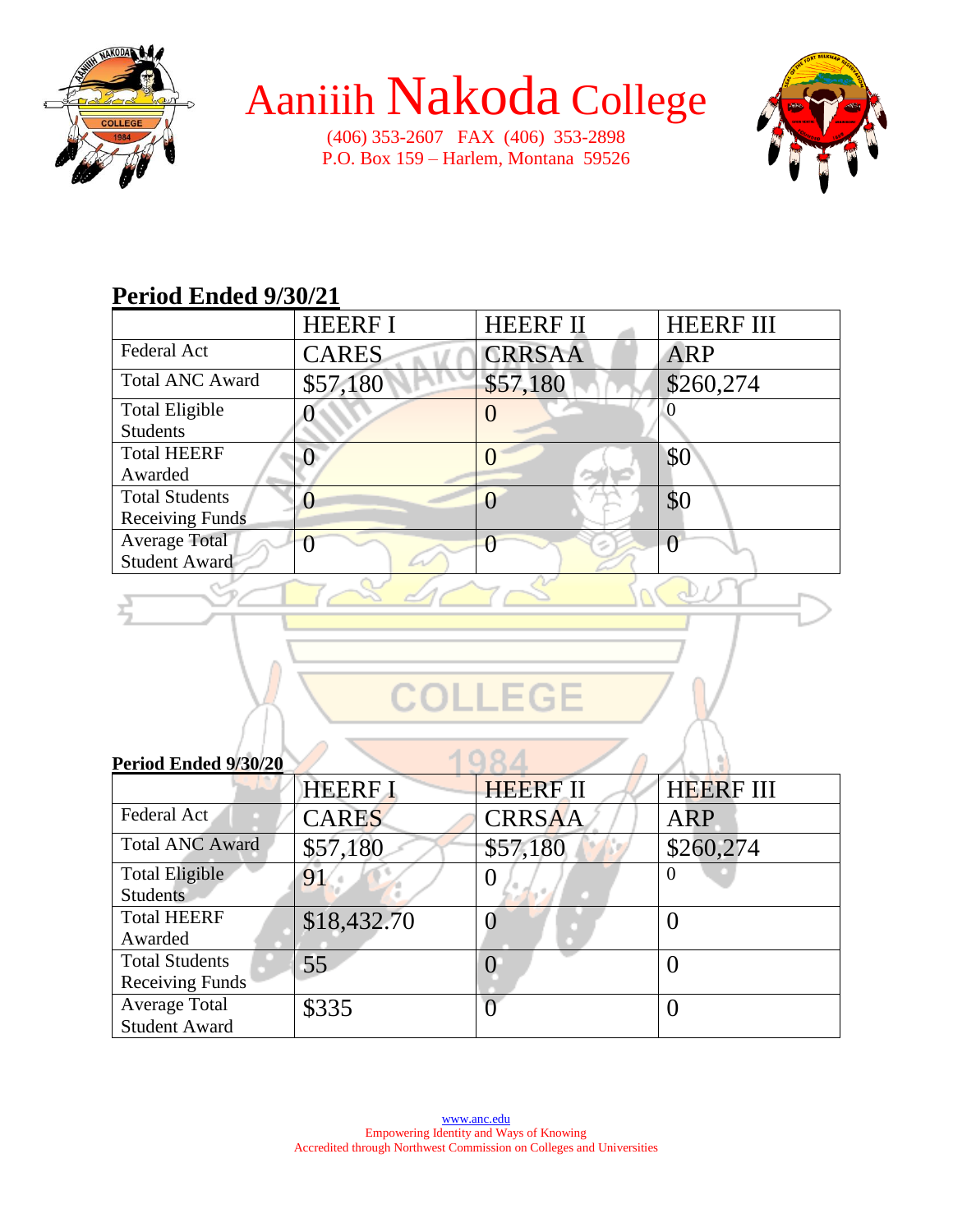# Aaniiih Nakoda College

(406) 353-2607 FAX (406) 353-2898
P.O. Box 159 – Harlem, Montana 59526

## Period Ended 9/30/21

| | HEERF I | HEERF II | HEERF III |
|---|---|---|---|
| Federal Act | CARES | CRRSAA | ARP |
| Total ANC Award | $57,180 | $57,180 | $260,274 |
| Total Eligible Students | 0 | 0 | 0 |
| Total HEERF Awarded | 0 | 0 | $0 |
| Total Students Receiving Funds | 0 | 0 | $0 |
| Average Total Student Award | 0 | 0 | 0 |

## Period Ended 9/30/20

| | HEERF I | HEERF II | HEERF III |
|---|---|---|---|
| Federal Act | CARES | CRRSAA | ARP |
| Total ANC Award | $57,180 | $57,180 | $260,274 |
| Total Eligible Students | 91 | 0 | 0 |
| Total HEERF Awarded | $18,432.70 | 0 | 0 |
| Total Students Receiving Funds | 55 | 0 | 0 |
| Average Total Student Award | $335 | 0 | 0 |

www.anc.edu
Empowering Identity and Ways of Knowing
Accredited through Northwest Commission on Colleges and Universities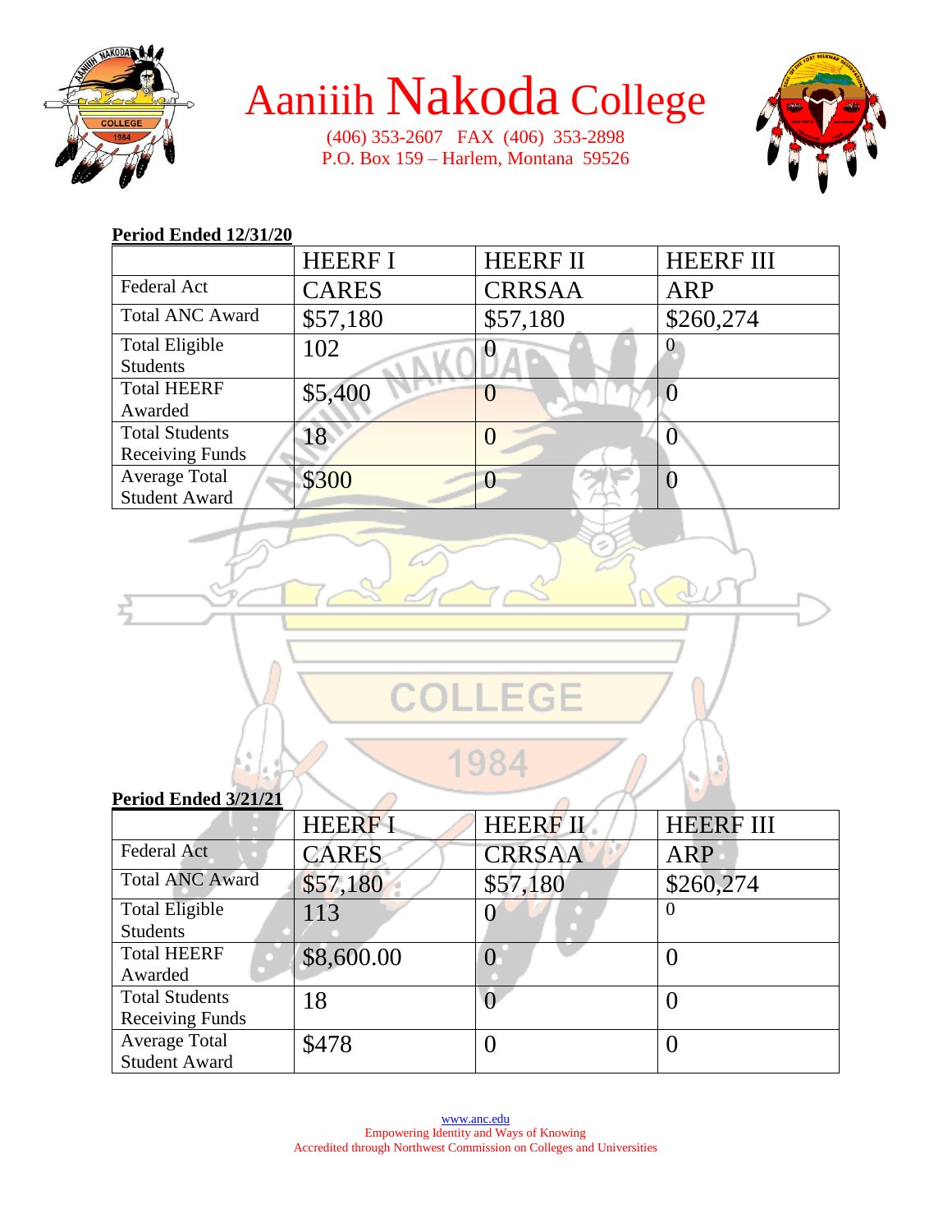# Aaniiih Nakoda College

(406) 353-2607 FAX (406) 353-2898
P.O. Box 159 – Harlem, Montana 59526

**Period Ended 12/31/20**

| | HEERF I | HEERF II | HEERF III |
|---|---|---|---|
| Federal Act | CARES | CRRSAA | ARP |
| Total ANC Award | $57,180 | $57,180 | $260,274 |
| Total Eligible Students | 102 | 0 | 0 |
| Total HEERF Awarded | $5,400 | 0 | 0 |
| Total Students Receiving Funds | 18 | 0 | 0 |
| Average Total Student Award | $300 | 0 | 0 |

**Period Ended 3/21/21**

| | HEERF I | HEERF II | HEERF III |
|---|---|---|---|
| Federal Act | CARES | CRRSAA | ARP |
| Total ANC Award | $57,180 | $57,180 | $260,274 |
| Total Eligible Students | 113 | 0 | 0 |
| Total HEERF Awarded | $8,600.00 | 0 | 0 |
| Total Students Receiving Funds | 18 | 0 | 0 |
| Average Total Student Award | $478 | 0 | 0 |

www.anc.edu
Empowering Identity and Ways of Knowing
Accredited through Northwest Commission on Colleges and Universities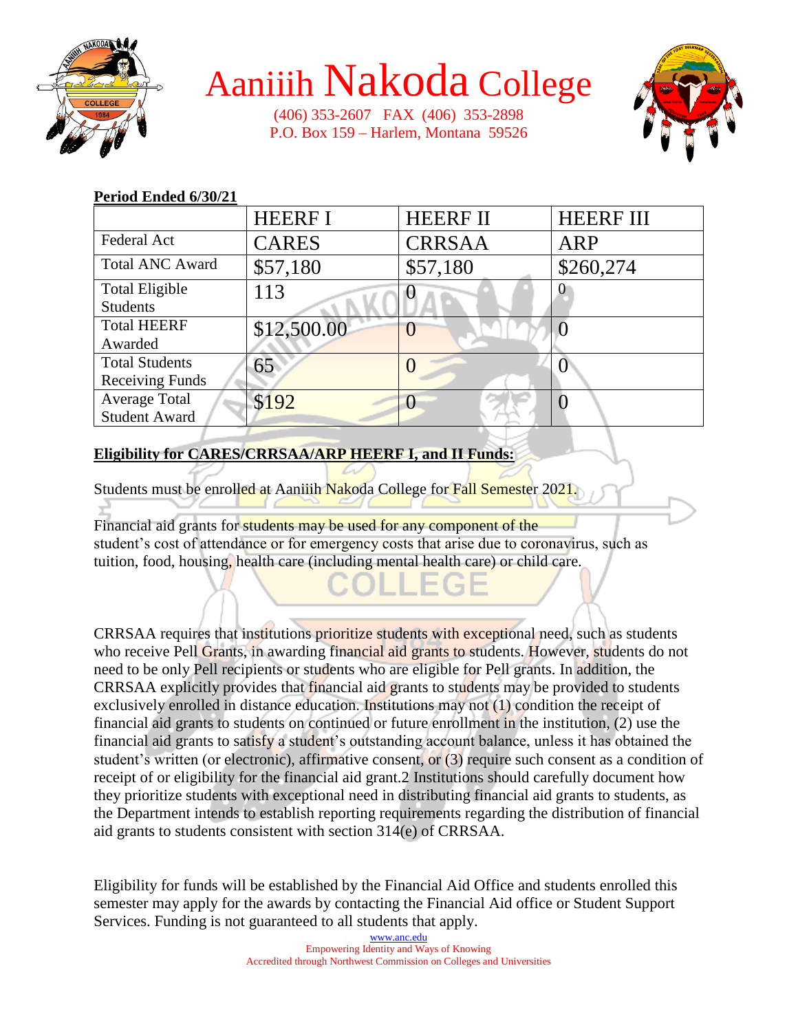# Aaniiih Nakoda College

(406) 353-2607 FAX (406) 353-2898
P.O. Box 159 – Harlem, Montana 59526

**Period Ended 6/30/21**

| | HEERF I | HEERF II | HEERF III |
|---|---|---|---|
| Federal Act | CARES | CRRSAA | ARP |
| Total ANC Award | $57,180 | $57,180 | $260,274 |
| Total Eligible Students | 113 | 0 | 0 |
| Total HEERF Awarded | $12,500.00 | 0 | 0 |
| Total Students Receiving Funds | 65 | 0 | 0 |
| Average Total Student Award | $192 | 0 | 0 |

**Eligibility for CARES/CRRSAA/ARP HEERF I, and II Funds:**

Students must be enrolled at Aaniiih Nakoda College for Fall Semester 2021.

Financial aid grants for students may be used for any component of the student's cost of attendance or for emergency costs that arise due to coronavirus, such as tuition, food, housing, health care (including mental health care) or child care.

CRRSAA requires that institutions prioritize students with exceptional need, such as students who receive Pell Grants, in awarding financial aid grants to students. However, students do not need to be only Pell recipients or students who are eligible for Pell grants. In addition, the CRRSAA explicitly provides that financial aid grants to students may be provided to students exclusively enrolled in distance education. Institutions may not (1) condition the receipt of financial aid grants to students on continued or future enrollment in the institution, (2) use the financial aid grants to satisfy a student's outstanding account balance, unless it has obtained the student's written (or electronic), affirmative consent, or (3) require such consent as a condition of receipt of or eligibility for the financial aid grant.2 Institutions should carefully document how they prioritize students with exceptional need in distributing financial aid grants to students, as the Department intends to establish reporting requirements regarding the distribution of financial aid grants to students consistent with section 314(e) of CRRSAA.

Eligibility for funds will be established by the Financial Aid Office and students enrolled this semester may apply for the awards by contacting the Financial Aid office or Student Support Services. Funding is not guaranteed to all students that apply.

www.anc.edu
Empowering Identity and Ways of Knowing
Accredited through Northwest Commission on Colleges and Universities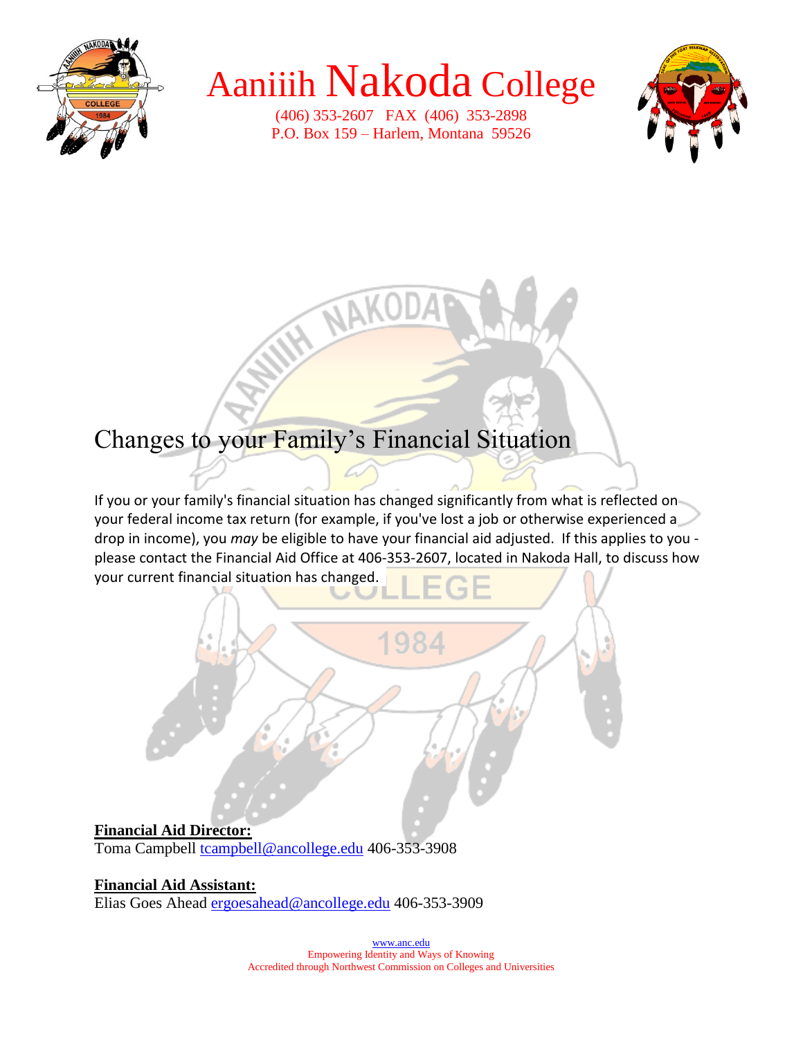# Aaniiih Nakoda College

(406) 353-2607 FAX (406) 353-2898
P.O. Box 159 – Harlem, Montana 59526

## Changes to your Family's Financial Situation

If you or your family's financial situation has changed significantly from what is reflected on your federal income tax return (for example, if you've lost a job or otherwise experienced a drop in income), you *may* be eligible to have your financial aid adjusted. If this applies to you - please contact the Financial Aid Office at 406-353-2607, located in Nakoda Hall, to discuss how your current financial situation has changed.

**Financial Aid Director:**
Toma Campbell tcampbell@ancollege.edu 406-353-3908

**Financial Aid Assistant:**
Elias Goes Ahead ergoesahead@ancollege.edu 406-353-3909

www.anc.edu
Empowering Identity and Ways of Knowing
Accredited through Northwest Commission on Colleges and Universities